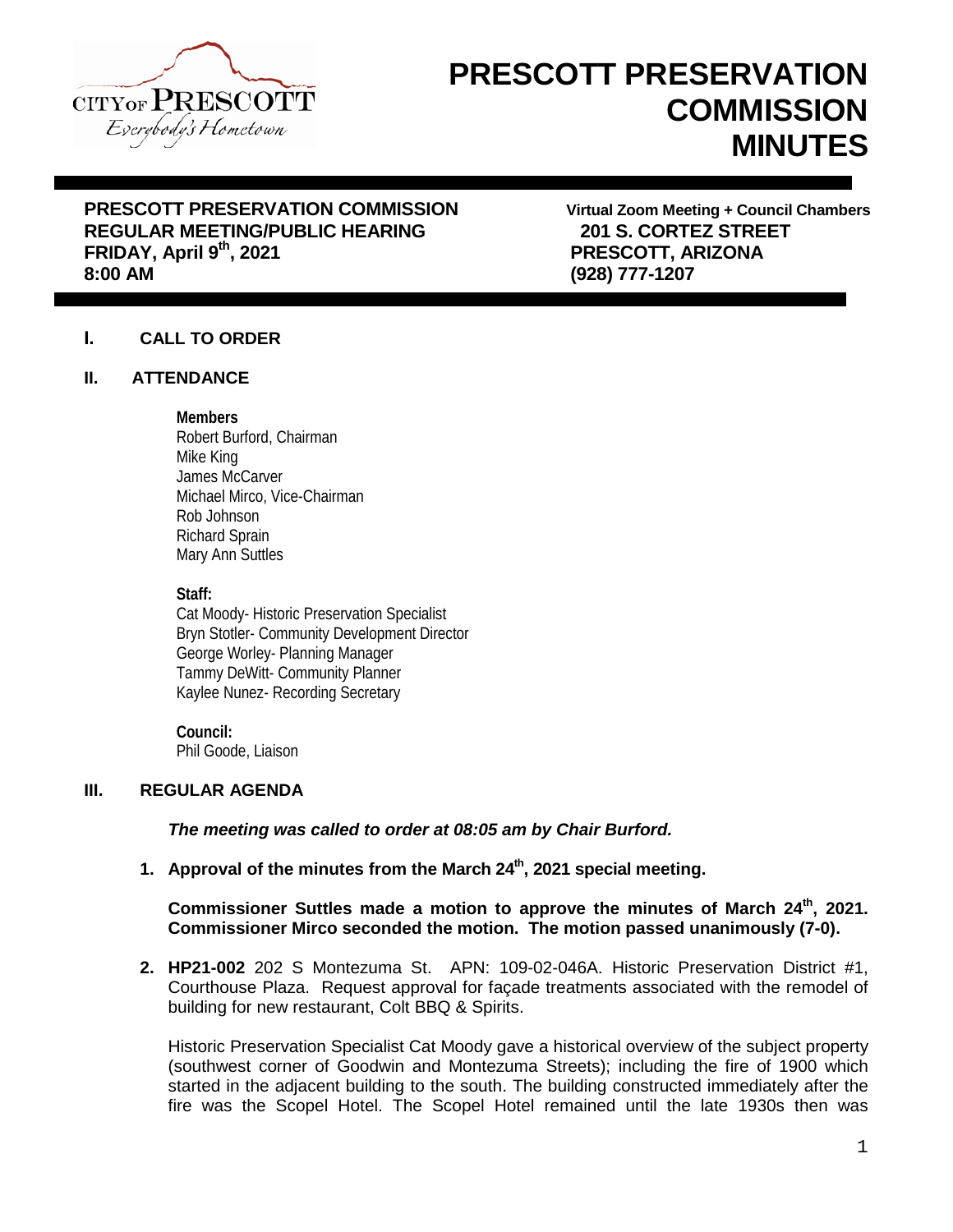# PRESCOTT PRESERVATION COMMISSION MINUTES

**PRESCOTT PRESERVATION COMMISSION**
**REGULAR MEETING/PUBLIC HEARING**
**FRIDAY, April 9th, 2021**
**8:00 AM**

**Virtual Zoom Meeting + Council Chambers**
**201 S. CORTEZ STREET**
**PRESCOTT, ARIZONA**
**(928) 777-1207**

## I. CALL TO ORDER

## II. ATTENDANCE

**Members**
Robert Burford, Chairman
Mike King
James McCarver
Michael Mirco, Vice-Chairman
Rob Johnson
Richard Sprain
Mary Ann Suttles

**Staff:**
Cat Moody- Historic Preservation Specialist
Bryn Stotler- Community Development Director
George Worley- Planning Manager
Tammy DeWitt- Community Planner
Kaylee Nunez- Recording Secretary

**Council:**
Phil Goode, Liaison

## III. REGULAR AGENDA

***The meeting was called to order at 08:05 am by Chair Burford.***

1. **Approval of the minutes from the March 24th, 2021 special meeting.**

   **Commissioner Suttles made a motion to approve the minutes of March 24th, 2021. Commissioner Mirco seconded the motion. The motion passed unanimously (7-0).**

2. **HP21-002** 202 S Montezuma St. APN: 109-02-046A. Historic Preservation District #1, Courthouse Plaza. Request approval for façade treatments associated with the remodel of building for new restaurant, Colt BBQ & Spirits.

   Historic Preservation Specialist Cat Moody gave a historical overview of the subject property (southwest corner of Goodwin and Montezuma Streets); including the fire of 1900 which started in the adjacent building to the south. The building constructed immediately after the fire was the Scopel Hotel. The Scopel Hotel remained until the late 1930s then was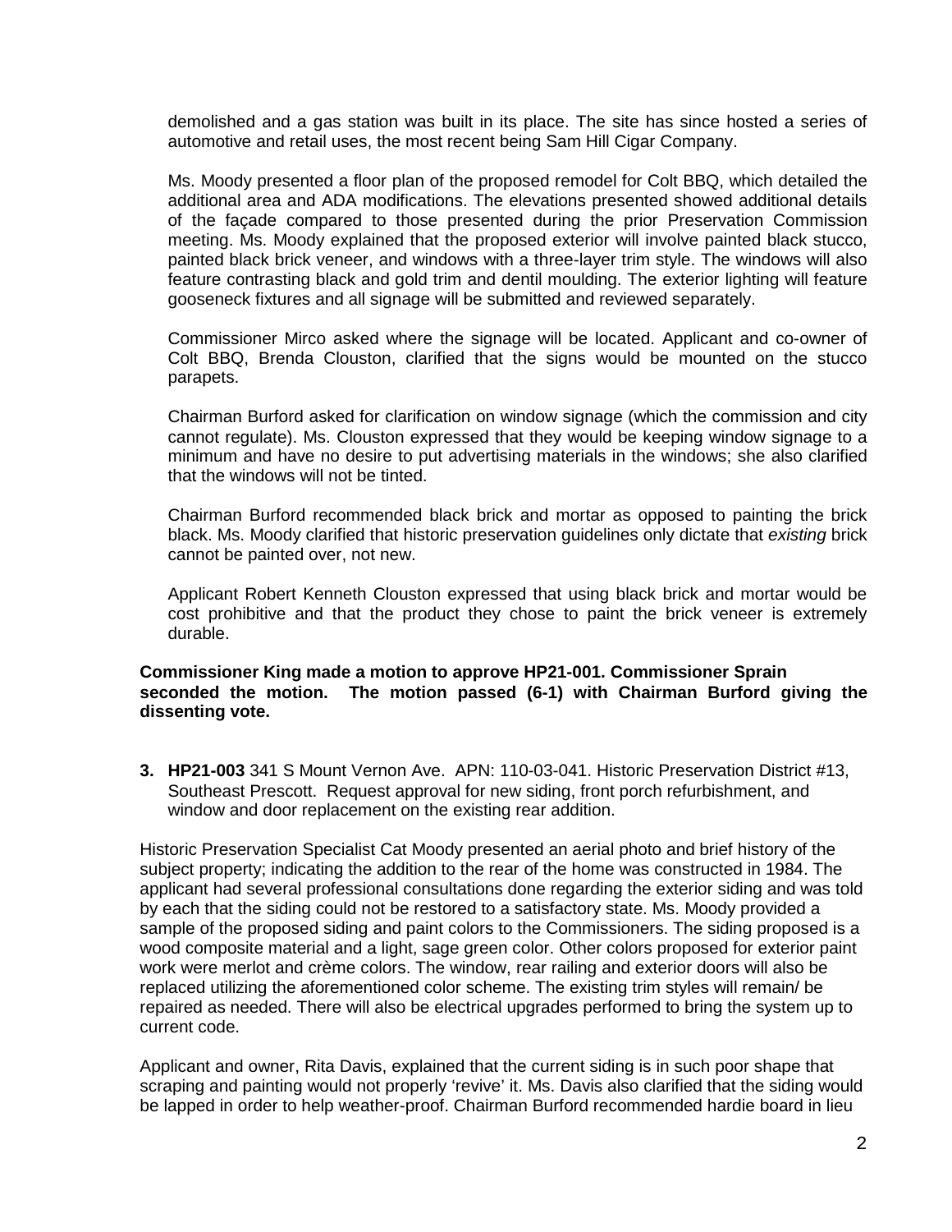demolished and a gas station was built in its place. The site has since hosted a series of automotive and retail uses, the most recent being Sam Hill Cigar Company.

Ms. Moody presented a floor plan of the proposed remodel for Colt BBQ, which detailed the additional area and ADA modifications. The elevations presented showed additional details of the façade compared to those presented during the prior Preservation Commission meeting. Ms. Moody explained that the proposed exterior will involve painted black stucco, painted black brick veneer, and windows with a three-layer trim style. The windows will also feature contrasting black and gold trim and dentil moulding. The exterior lighting will feature gooseneck fixtures and all signage will be submitted and reviewed separately.

Commissioner Mirco asked where the signage will be located. Applicant and co-owner of Colt BBQ, Brenda Clouston, clarified that the signs would be mounted on the stucco parapets.

Chairman Burford asked for clarification on window signage (which the commission and city cannot regulate). Ms. Clouston expressed that they would be keeping window signage to a minimum and have no desire to put advertising materials in the windows; she also clarified that the windows will not be tinted.

Chairman Burford recommended black brick and mortar as opposed to painting the brick black. Ms. Moody clarified that historic preservation guidelines only dictate that *existing* brick cannot be painted over, not new.

Applicant Robert Kenneth Clouston expressed that using black brick and mortar would be cost prohibitive and that the product they chose to paint the brick veneer is extremely durable.

**Commissioner King made a motion to approve HP21-001. Commissioner Sprain seconded the motion. The motion passed (6-1) with Chairman Burford giving the dissenting vote.**

3. **HP21-003** 341 S Mount Vernon Ave. APN: 110-03-041. Historic Preservation District #13, Southeast Prescott. Request approval for new siding, front porch refurbishment, and window and door replacement on the existing rear addition.

Historic Preservation Specialist Cat Moody presented an aerial photo and brief history of the subject property; indicating the addition to the rear of the home was constructed in 1984. The applicant had several professional consultations done regarding the exterior siding and was told by each that the siding could not be restored to a satisfactory state. Ms. Moody provided a sample of the proposed siding and paint colors to the Commissioners. The siding proposed is a wood composite material and a light, sage green color. Other colors proposed for exterior paint work were merlot and crème colors. The window, rear railing and exterior doors will also be replaced utilizing the aforementioned color scheme. The existing trim styles will remain/ be repaired as needed. There will also be electrical upgrades performed to bring the system up to current code.

Applicant and owner, Rita Davis, explained that the current siding is in such poor shape that scraping and painting would not properly 'revive' it. Ms. Davis also clarified that the siding would be lapped in order to help weather-proof. Chairman Burford recommended hardie board in lieu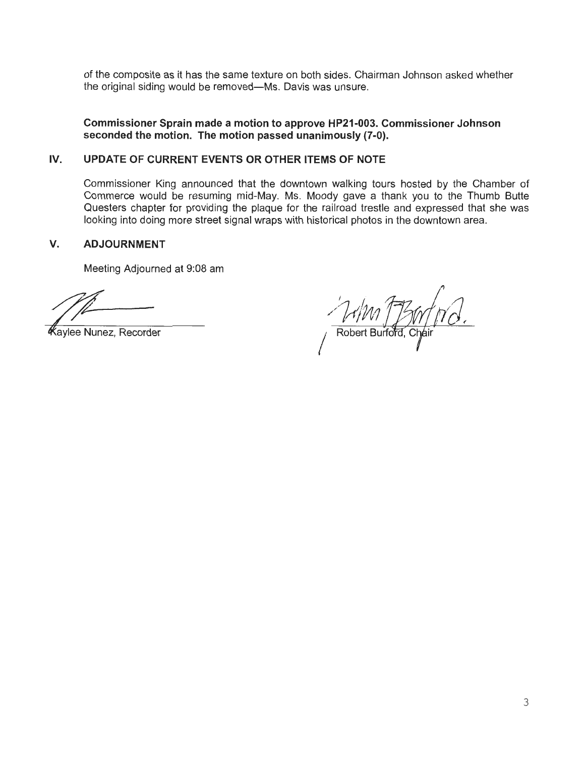of the composite as it has the same texture on both sides. Chairman Johnson asked whether the original siding would be removed—Ms. Davis was unsure.

**Commissioner Sprain made a motion to approve HP21-003. Commissioner Johnson seconded the motion. The motion passed unanimously (7-0).**

## IV. UPDATE OF CURRENT EVENTS OR OTHER ITEMS OF NOTE

Commissioner King announced that the downtown walking tours hosted by the Chamber of Commerce would be resuming mid-May. Ms. Moody gave a thank you to the Thumb Butte Questers chapter for providing the plaque for the railroad trestle and expressed that she was looking into doing more street signal wraps with historical photos in the downtown area.

## V. ADJOURNMENT

Meeting Adjourned at 9:08 am

Kaylee Nunez, Recorder

Robert Burford, Chair